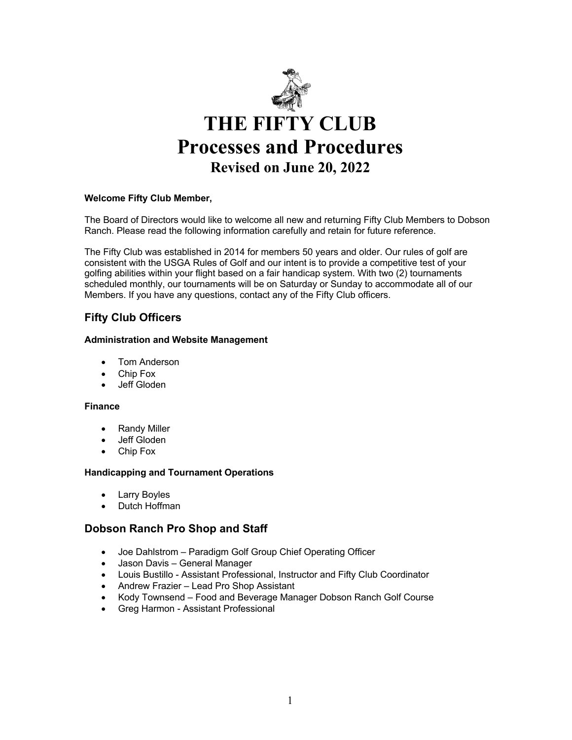# THE FIFTY CLUB
# Processes and Procedures
## Revised on June 20, 2022

**Welcome Fifty Club Member,**

The Board of Directors would like to welcome all new and returning Fifty Club Members to Dobson Ranch. Please read the following information carefully and retain for future reference.

The Fifty Club was established in 2014 for members 50 years and older. Our rules of golf are consistent with the USGA Rules of Golf and our intent is to provide a competitive test of your golfing abilities within your flight based on a fair handicap system. With two (2) tournaments scheduled monthly, our tournaments will be on Saturday or Sunday to accommodate all of our Members. If you have any questions, contact any of the Fifty Club officers.

## Fifty Club Officers

**Administration and Website Management**

- Tom Anderson
- Chip Fox
- Jeff Gloden

**Finance**

- Randy Miller
- Jeff Gloden
- Chip Fox

**Handicapping and Tournament Operations**

- Larry Boyles
- Dutch Hoffman

## Dobson Ranch Pro Shop and Staff

- Joe Dahlstrom – Paradigm Golf Group Chief Operating Officer
- Jason Davis – General Manager
- Louis Bustillo - Assistant Professional, Instructor and Fifty Club Coordinator
- Andrew Frazier – Lead Pro Shop Assistant
- Kody Townsend – Food and Beverage Manager Dobson Ranch Golf Course
- Greg Harmon - Assistant Professional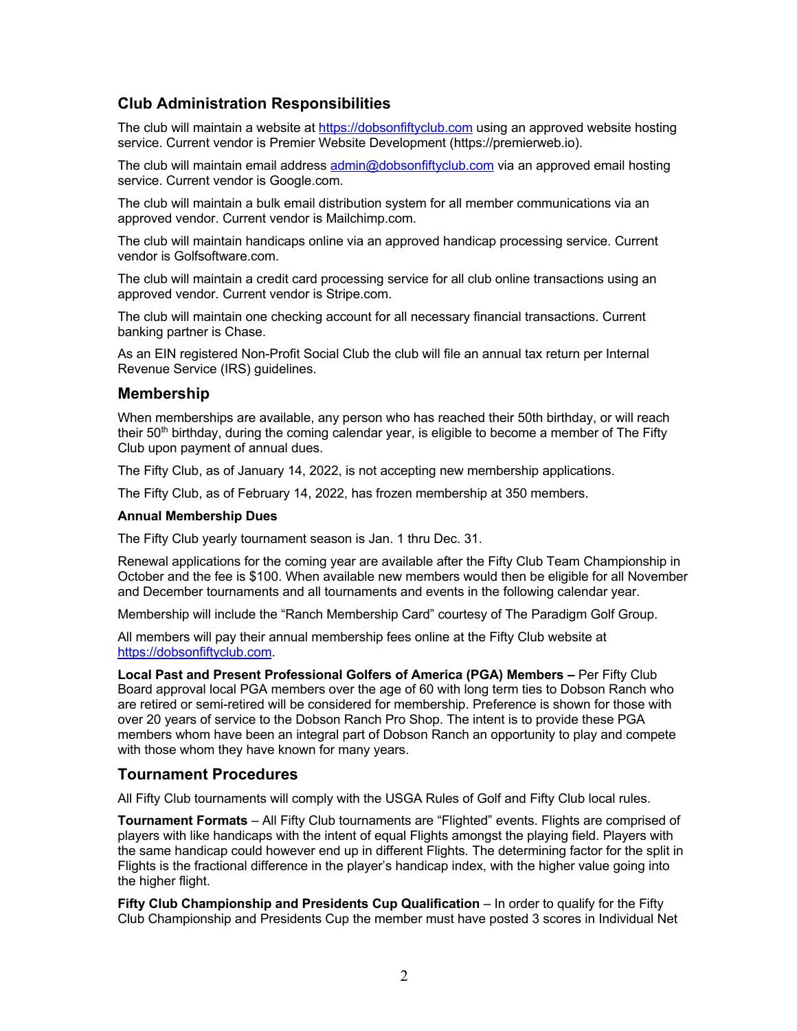## Club Administration Responsibilities

The club will maintain a website at https://dobsonfiftyclub.com using an approved website hosting service. Current vendor is Premier Website Development (https://premierweb.io).

The club will maintain email address admin@dobsonfiftyclub.com via an approved email hosting service. Current vendor is Google.com.

The club will maintain a bulk email distribution system for all member communications via an approved vendor. Current vendor is Mailchimp.com.

The club will maintain handicaps online via an approved handicap processing service. Current vendor is Golfsoftware.com.

The club will maintain a credit card processing service for all club online transactions using an approved vendor. Current vendor is Stripe.com.

The club will maintain one checking account for all necessary financial transactions. Current banking partner is Chase.

As an EIN registered Non-Profit Social Club the club will file an annual tax return per Internal Revenue Service (IRS) guidelines.

## Membership

When memberships are available, any person who has reached their 50th birthday, or will reach their 50th birthday, during the coming calendar year, is eligible to become a member of The Fifty Club upon payment of annual dues.

The Fifty Club, as of January 14, 2022, is not accepting new membership applications.

The Fifty Club, as of February 14, 2022, has frozen membership at 350 members.

### Annual Membership Dues

The Fifty Club yearly tournament season is Jan. 1 thru Dec. 31.

Renewal applications for the coming year are available after the Fifty Club Team Championship in October and the fee is $100. When available new members would then be eligible for all November and December tournaments and all tournaments and events in the following calendar year.

Membership will include the "Ranch Membership Card" courtesy of The Paradigm Golf Group.

All members will pay their annual membership fees online at the Fifty Club website at https://dobsonfiftyclub.com.

**Local Past and Present Professional Golfers of America (PGA) Members –** Per Fifty Club Board approval local PGA members over the age of 60 with long term ties to Dobson Ranch who are retired or semi-retired will be considered for membership. Preference is shown for those with over 20 years of service to the Dobson Ranch Pro Shop. The intent is to provide these PGA members whom have been an integral part of Dobson Ranch an opportunity to play and compete with those whom they have known for many years.

## Tournament Procedures

All Fifty Club tournaments will comply with the USGA Rules of Golf and Fifty Club local rules.

**Tournament Formats** – All Fifty Club tournaments are "Flighted" events. Flights are comprised of players with like handicaps with the intent of equal Flights amongst the playing field. Players with the same handicap could however end up in different Flights. The determining factor for the split in Flights is the fractional difference in the player's handicap index, with the higher value going into the higher flight.

**Fifty Club Championship and Presidents Cup Qualification** – In order to qualify for the Fifty Club Championship and Presidents Cup the member must have posted 3 scores in Individual Net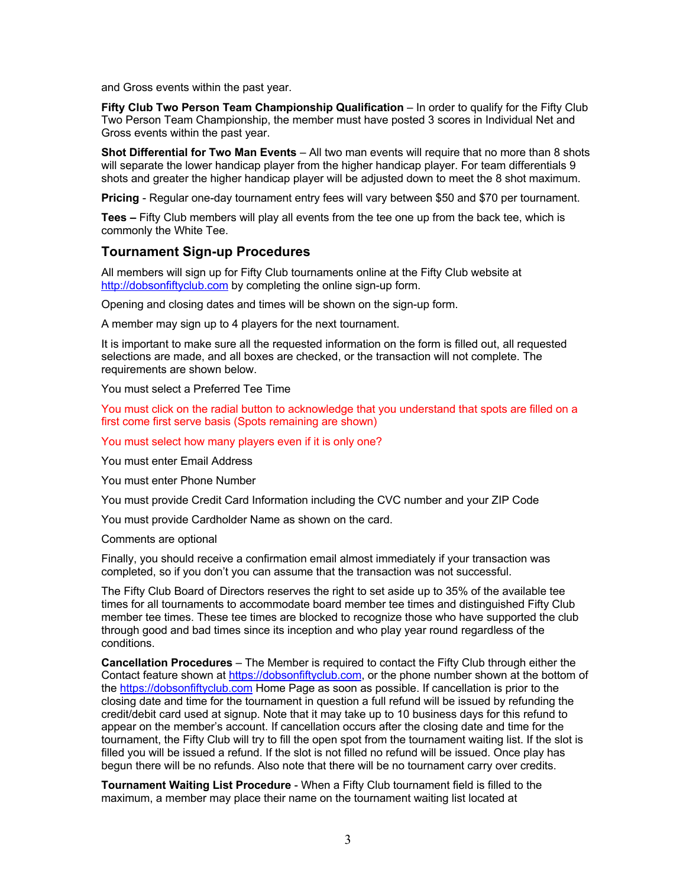and Gross events within the past year.

**Fifty Club Two Person Team Championship Qualification** – In order to qualify for the Fifty Club Two Person Team Championship, the member must have posted 3 scores in Individual Net and Gross events within the past year.

**Shot Differential for Two Man Events** – All two man events will require that no more than 8 shots will separate the lower handicap player from the higher handicap player. For team differentials 9 shots and greater the higher handicap player will be adjusted down to meet the 8 shot maximum.

**Pricing** - Regular one-day tournament entry fees will vary between $50 and $70 per tournament.

**Tees –** Fifty Club members will play all events from the tee one up from the back tee, which is commonly the White Tee.

## Tournament Sign-up Procedures

All members will sign up for Fifty Club tournaments online at the Fifty Club website at http://dobsonfiftyclub.com by completing the online sign-up form.

Opening and closing dates and times will be shown on the sign-up form.

A member may sign up to 4 players for the next tournament.

It is important to make sure all the requested information on the form is filled out, all requested selections are made, and all boxes are checked, or the transaction will not complete. The requirements are shown below.

You must select a Preferred Tee Time

You must click on the radial button to acknowledge that you understand that spots are filled on a first come first serve basis (Spots remaining are shown)

You must select how many players even if it is only one?

You must enter Email Address

You must enter Phone Number

You must provide Credit Card Information including the CVC number and your ZIP Code

You must provide Cardholder Name as shown on the card.

Comments are optional

Finally, you should receive a confirmation email almost immediately if your transaction was completed, so if you don't you can assume that the transaction was not successful.

The Fifty Club Board of Directors reserves the right to set aside up to 35% of the available tee times for all tournaments to accommodate board member tee times and distinguished Fifty Club member tee times. These tee times are blocked to recognize those who have supported the club through good and bad times since its inception and who play year round regardless of the conditions.

**Cancellation Procedures** – The Member is required to contact the Fifty Club through either the Contact feature shown at https://dobsonfiftyclub.com, or the phone number shown at the bottom of the https://dobsonfiftyclub.com Home Page as soon as possible. If cancellation is prior to the closing date and time for the tournament in question a full refund will be issued by refunding the credit/debit card used at signup. Note that it may take up to 10 business days for this refund to appear on the member's account. If cancellation occurs after the closing date and time for the tournament, the Fifty Club will try to fill the open spot from the tournament waiting list. If the slot is filled you will be issued a refund. If the slot is not filled no refund will be issued. Once play has begun there will be no refunds. Also note that there will be no tournament carry over credits.

**Tournament Waiting List Procedure** - When a Fifty Club tournament field is filled to the maximum, a member may place their name on the tournament waiting list located at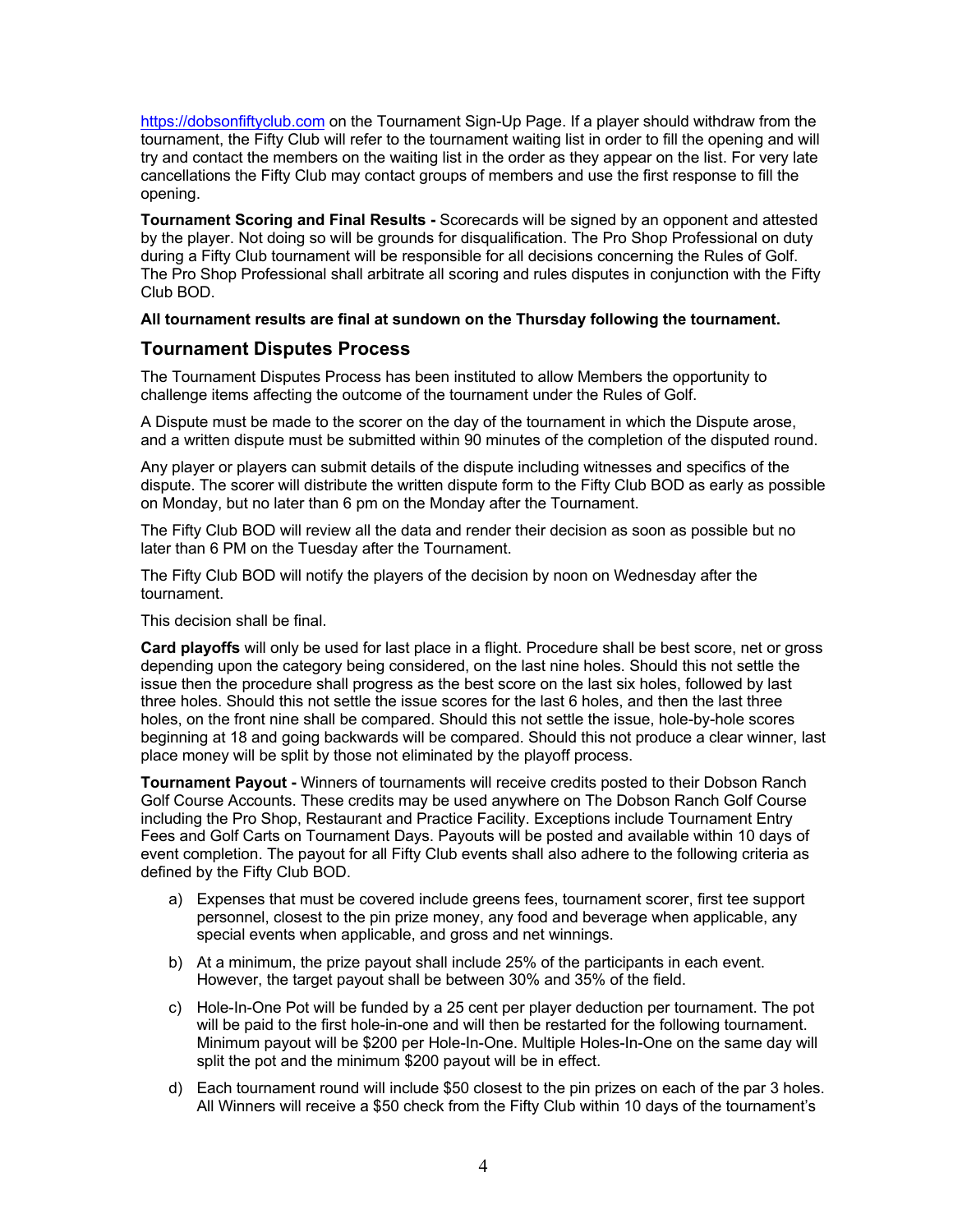https://dobsonfiftyclub.com on the Tournament Sign-Up Page. If a player should withdraw from the tournament, the Fifty Club will refer to the tournament waiting list in order to fill the opening and will try and contact the members on the waiting list in the order as they appear on the list. For very late cancellations the Fifty Club may contact groups of members and use the first response to fill the opening.

**Tournament Scoring and Final Results -** Scorecards will be signed by an opponent and attested by the player. Not doing so will be grounds for disqualification. The Pro Shop Professional on duty during a Fifty Club tournament will be responsible for all decisions concerning the Rules of Golf. The Pro Shop Professional shall arbitrate all scoring and rules disputes in conjunction with the Fifty Club BOD.

**All tournament results are final at sundown on the Thursday following the tournament.**

## Tournament Disputes Process

The Tournament Disputes Process has been instituted to allow Members the opportunity to challenge items affecting the outcome of the tournament under the Rules of Golf.

A Dispute must be made to the scorer on the day of the tournament in which the Dispute arose, and a written dispute must be submitted within 90 minutes of the completion of the disputed round.

Any player or players can submit details of the dispute including witnesses and specifics of the dispute. The scorer will distribute the written dispute form to the Fifty Club BOD as early as possible on Monday, but no later than 6 pm on the Monday after the Tournament.

The Fifty Club BOD will review all the data and render their decision as soon as possible but no later than 6 PM on the Tuesday after the Tournament.

The Fifty Club BOD will notify the players of the decision by noon on Wednesday after the tournament.

This decision shall be final.

**Card playoffs** will only be used for last place in a flight. Procedure shall be best score, net or gross depending upon the category being considered, on the last nine holes. Should this not settle the issue then the procedure shall progress as the best score on the last six holes, followed by last three holes. Should this not settle the issue scores for the last 6 holes, and then the last three holes, on the front nine shall be compared. Should this not settle the issue, hole-by-hole scores beginning at 18 and going backwards will be compared. Should this not produce a clear winner, last place money will be split by those not eliminated by the playoff process.

**Tournament Payout -** Winners of tournaments will receive credits posted to their Dobson Ranch Golf Course Accounts. These credits may be used anywhere on The Dobson Ranch Golf Course including the Pro Shop, Restaurant and Practice Facility. Exceptions include Tournament Entry Fees and Golf Carts on Tournament Days. Payouts will be posted and available within 10 days of event completion. The payout for all Fifty Club events shall also adhere to the following criteria as defined by the Fifty Club BOD.

a) Expenses that must be covered include greens fees, tournament scorer, first tee support personnel, closest to the pin prize money, any food and beverage when applicable, any special events when applicable, and gross and net winnings.

b) At a minimum, the prize payout shall include 25% of the participants in each event. However, the target payout shall be between 30% and 35% of the field.

c) Hole-In-One Pot will be funded by a 25 cent per player deduction per tournament. The pot will be paid to the first hole-in-one and will then be restarted for the following tournament. Minimum payout will be $200 per Hole-In-One. Multiple Holes-In-One on the same day will split the pot and the minimum $200 payout will be in effect.

d) Each tournament round will include $50 closest to the pin prizes on each of the par 3 holes. All Winners will receive a $50 check from the Fifty Club within 10 days of the tournament's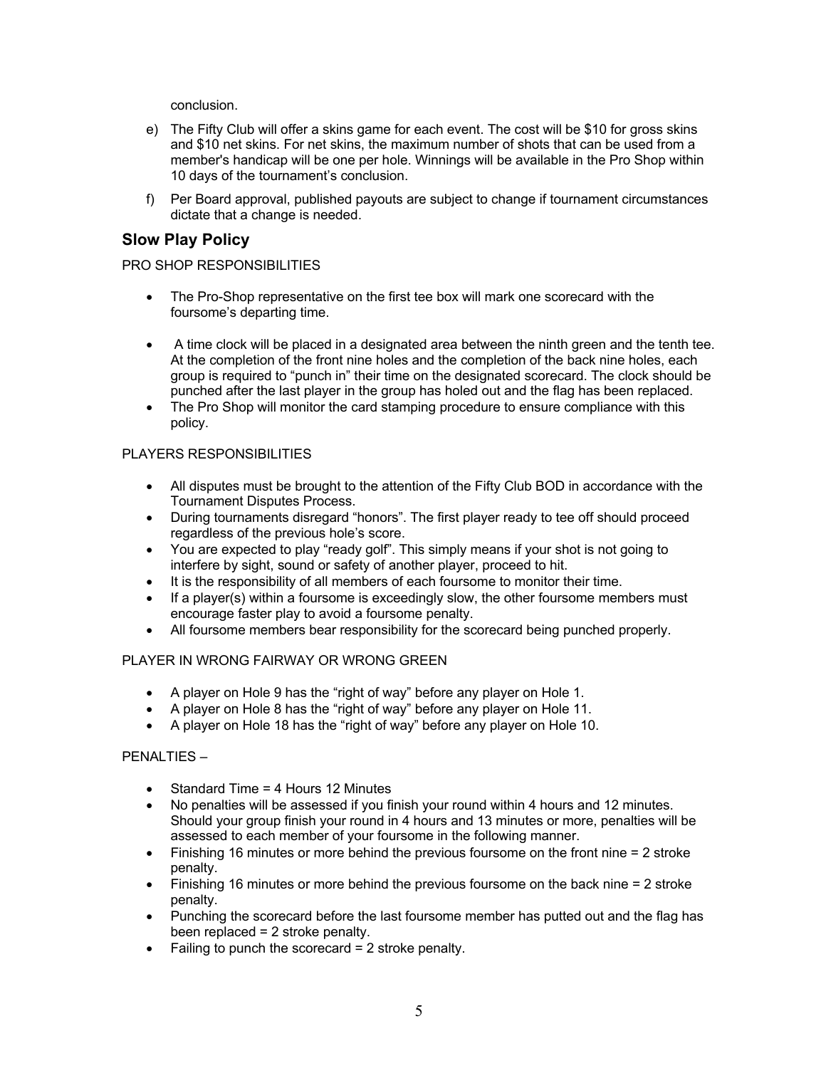conclusion.

e) The Fifty Club will offer a skins game for each event. The cost will be $10 for gross skins and $10 net skins. For net skins, the maximum number of shots that can be used from a member's handicap will be one per hole. Winnings will be available in the Pro Shop within 10 days of the tournament's conclusion.

f) Per Board approval, published payouts are subject to change if tournament circumstances dictate that a change is needed.

## Slow Play Policy

PRO SHOP RESPONSIBILITIES

- The Pro-Shop representative on the first tee box will mark one scorecard with the foursome's departing time.
- A time clock will be placed in a designated area between the ninth green and the tenth tee. At the completion of the front nine holes and the completion of the back nine holes, each group is required to "punch in" their time on the designated scorecard. The clock should be punched after the last player in the group has holed out and the flag has been replaced.
- The Pro Shop will monitor the card stamping procedure to ensure compliance with this policy.

PLAYERS RESPONSIBILITIES

- All disputes must be brought to the attention of the Fifty Club BOD in accordance with the Tournament Disputes Process.
- During tournaments disregard "honors". The first player ready to tee off should proceed regardless of the previous hole's score.
- You are expected to play "ready golf". This simply means if your shot is not going to interfere by sight, sound or safety of another player, proceed to hit.
- It is the responsibility of all members of each foursome to monitor their time.
- If a player(s) within a foursome is exceedingly slow, the other foursome members must encourage faster play to avoid a foursome penalty.
- All foursome members bear responsibility for the scorecard being punched properly.

PLAYER IN WRONG FAIRWAY OR WRONG GREEN

- A player on Hole 9 has the "right of way" before any player on Hole 1.
- A player on Hole 8 has the "right of way" before any player on Hole 11.
- A player on Hole 18 has the "right of way" before any player on Hole 10.

PENALTIES –

- Standard Time = 4 Hours 12 Minutes
- No penalties will be assessed if you finish your round within 4 hours and 12 minutes. Should your group finish your round in 4 hours and 13 minutes or more, penalties will be assessed to each member of your foursome in the following manner.
- Finishing 16 minutes or more behind the previous foursome on the front nine = 2 stroke penalty.
- Finishing 16 minutes or more behind the previous foursome on the back nine = 2 stroke penalty.
- Punching the scorecard before the last foursome member has putted out and the flag has been replaced = 2 stroke penalty.
- Failing to punch the scorecard = 2 stroke penalty.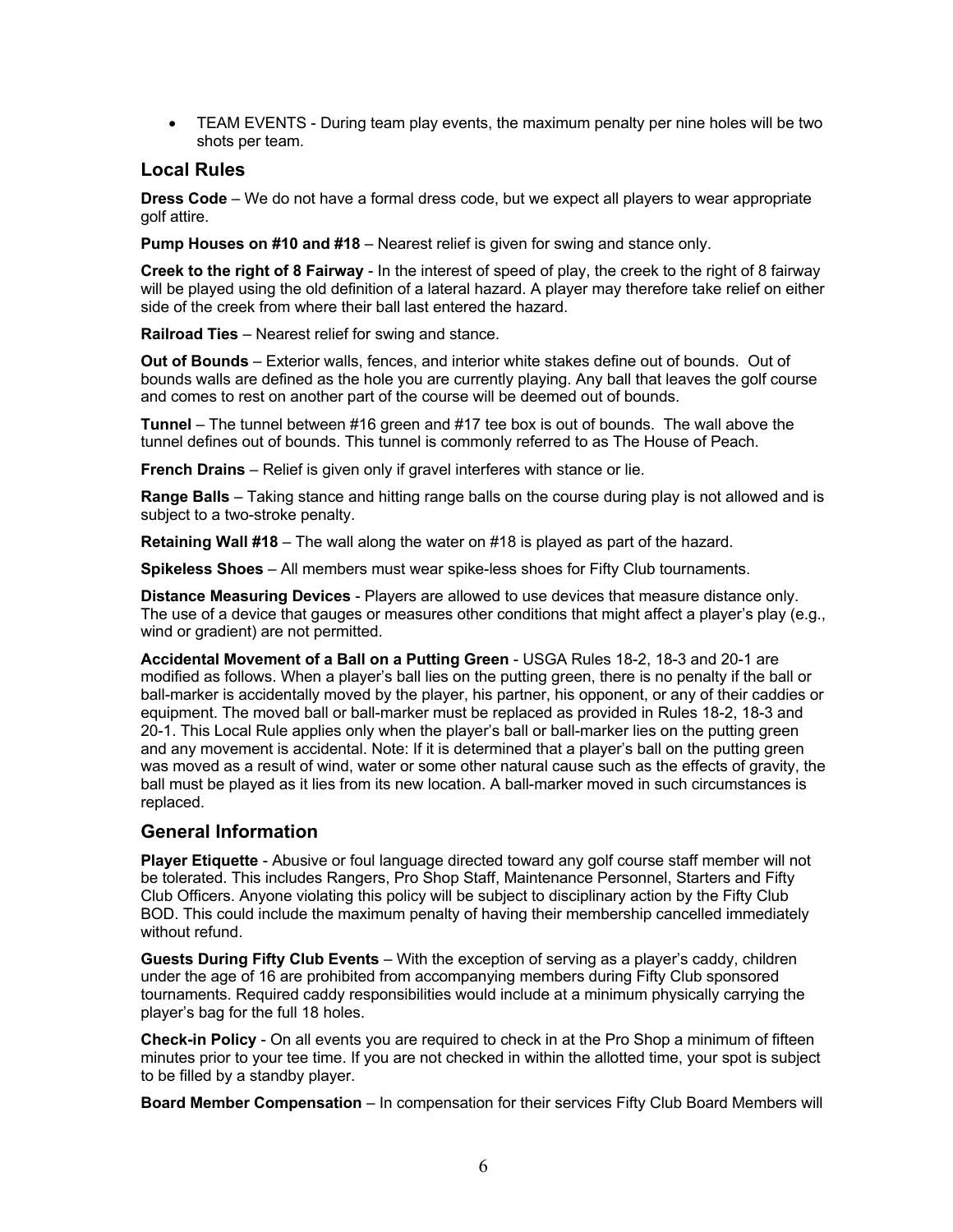- TEAM EVENTS - During team play events, the maximum penalty per nine holes will be two shots per team.

## Local Rules

**Dress Code** – We do not have a formal dress code, but we expect all players to wear appropriate golf attire.

**Pump Houses on #10 and #18** – Nearest relief is given for swing and stance only.

**Creek to the right of 8 Fairway** - In the interest of speed of play, the creek to the right of 8 fairway will be played using the old definition of a lateral hazard. A player may therefore take relief on either side of the creek from where their ball last entered the hazard.

**Railroad Ties** – Nearest relief for swing and stance.

**Out of Bounds** – Exterior walls, fences, and interior white stakes define out of bounds. Out of bounds walls are defined as the hole you are currently playing. Any ball that leaves the golf course and comes to rest on another part of the course will be deemed out of bounds.

**Tunnel** – The tunnel between #16 green and #17 tee box is out of bounds. The wall above the tunnel defines out of bounds. This tunnel is commonly referred to as The House of Peach.

**French Drains** – Relief is given only if gravel interferes with stance or lie.

**Range Balls** – Taking stance and hitting range balls on the course during play is not allowed and is subject to a two-stroke penalty.

**Retaining Wall #18** – The wall along the water on #18 is played as part of the hazard.

**Spikeless Shoes** – All members must wear spike-less shoes for Fifty Club tournaments.

**Distance Measuring Devices** - Players are allowed to use devices that measure distance only. The use of a device that gauges or measures other conditions that might affect a player's play (e.g., wind or gradient) are not permitted.

**Accidental Movement of a Ball on a Putting Green** - USGA Rules 18-2, 18-3 and 20-1 are modified as follows. When a player's ball lies on the putting green, there is no penalty if the ball or ball-marker is accidentally moved by the player, his partner, his opponent, or any of their caddies or equipment. The moved ball or ball-marker must be replaced as provided in Rules 18-2, 18-3 and 20-1. This Local Rule applies only when the player's ball or ball-marker lies on the putting green and any movement is accidental. Note: If it is determined that a player's ball on the putting green was moved as a result of wind, water or some other natural cause such as the effects of gravity, the ball must be played as it lies from its new location. A ball-marker moved in such circumstances is replaced.

## General Information

**Player Etiquette** - Abusive or foul language directed toward any golf course staff member will not be tolerated. This includes Rangers, Pro Shop Staff, Maintenance Personnel, Starters and Fifty Club Officers. Anyone violating this policy will be subject to disciplinary action by the Fifty Club BOD. This could include the maximum penalty of having their membership cancelled immediately without refund.

**Guests During Fifty Club Events** – With the exception of serving as a player's caddy, children under the age of 16 are prohibited from accompanying members during Fifty Club sponsored tournaments. Required caddy responsibilities would include at a minimum physically carrying the player's bag for the full 18 holes.

**Check-in Policy** - On all events you are required to check in at the Pro Shop a minimum of fifteen minutes prior to your tee time. If you are not checked in within the allotted time, your spot is subject to be filled by a standby player.

**Board Member Compensation** – In compensation for their services Fifty Club Board Members will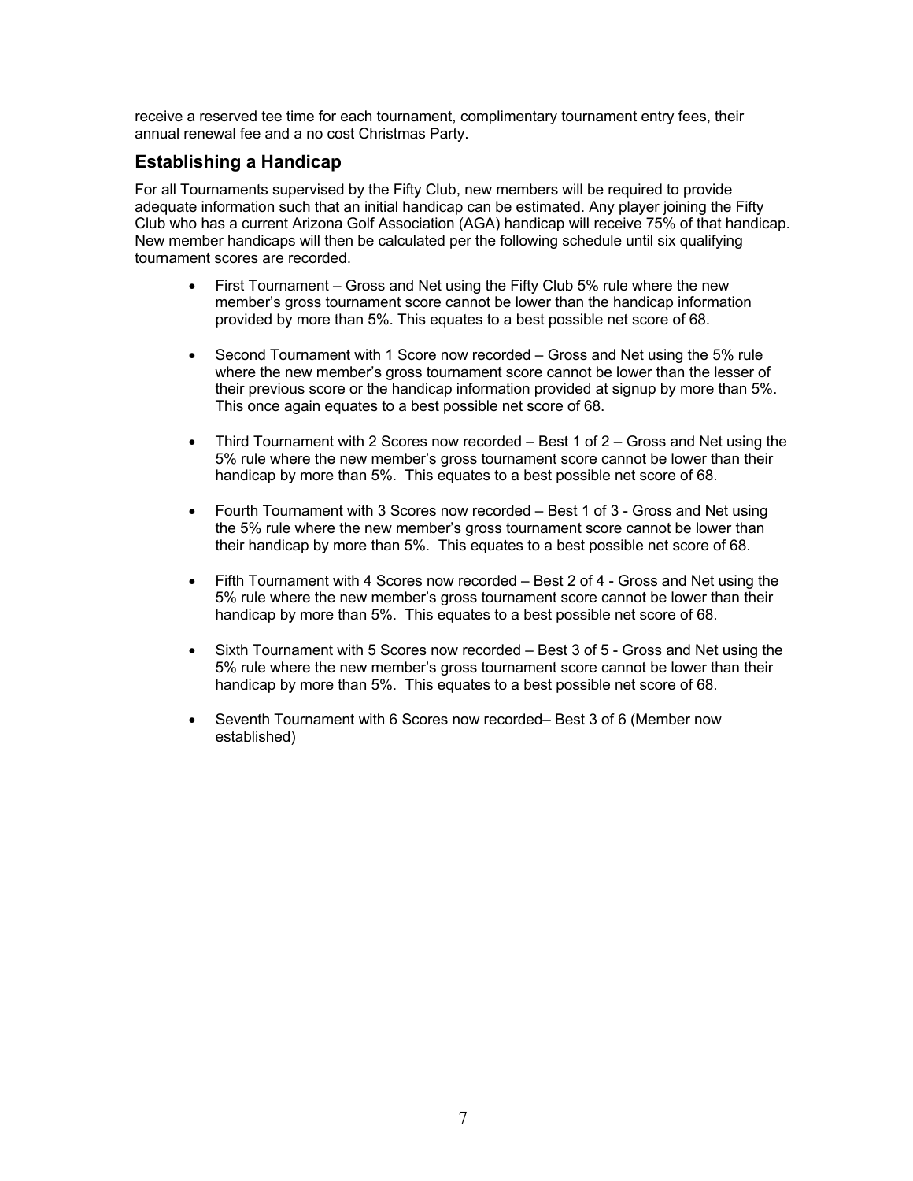receive a reserved tee time for each tournament, complimentary tournament entry fees, their annual renewal fee and a no cost Christmas Party.

## Establishing a Handicap

For all Tournaments supervised by the Fifty Club, new members will be required to provide adequate information such that an initial handicap can be estimated. Any player joining the Fifty Club who has a current Arizona Golf Association (AGA) handicap will receive 75% of that handicap. New member handicaps will then be calculated per the following schedule until six qualifying tournament scores are recorded.

- First Tournament – Gross and Net using the Fifty Club 5% rule where the new member's gross tournament score cannot be lower than the handicap information provided by more than 5%. This equates to a best possible net score of 68.

- Second Tournament with 1 Score now recorded – Gross and Net using the 5% rule where the new member's gross tournament score cannot be lower than the lesser of their previous score or the handicap information provided at signup by more than 5%. This once again equates to a best possible net score of 68.

- Third Tournament with 2 Scores now recorded – Best 1 of 2 – Gross and Net using the 5% rule where the new member's gross tournament score cannot be lower than their handicap by more than 5%. This equates to a best possible net score of 68.

- Fourth Tournament with 3 Scores now recorded – Best 1 of 3 - Gross and Net using the 5% rule where the new member's gross tournament score cannot be lower than their handicap by more than 5%. This equates to a best possible net score of 68.

- Fifth Tournament with 4 Scores now recorded – Best 2 of 4 - Gross and Net using the 5% rule where the new member's gross tournament score cannot be lower than their handicap by more than 5%. This equates to a best possible net score of 68.

- Sixth Tournament with 5 Scores now recorded – Best 3 of 5 - Gross and Net using the 5% rule where the new member's gross tournament score cannot be lower than their handicap by more than 5%. This equates to a best possible net score of 68.

- Seventh Tournament with 6 Scores now recorded– Best 3 of 6 (Member now established)